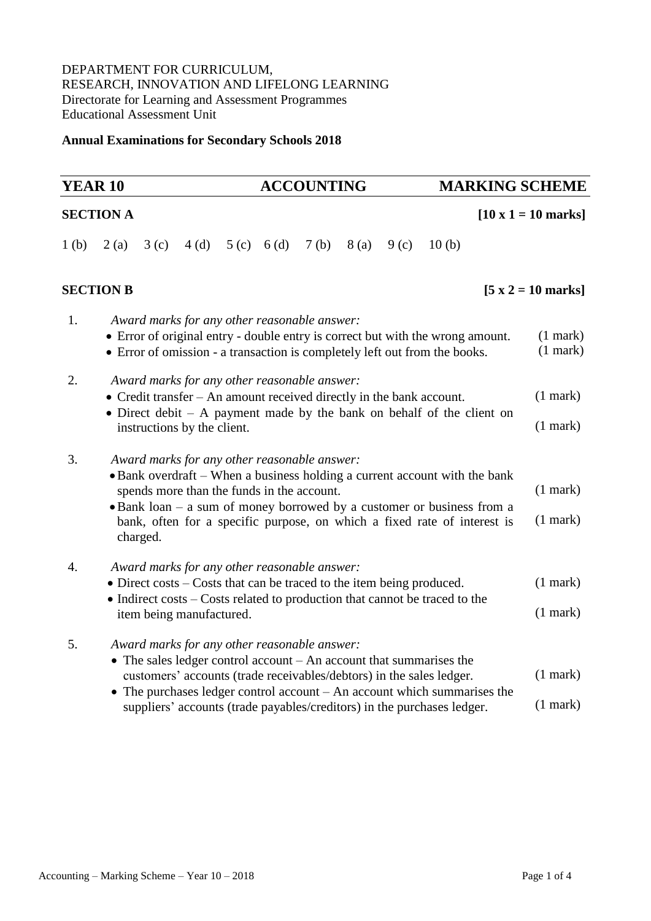DEPARTMENT FOR CURRICULUM,
RESEARCH, INNOVATION AND LIFELONG LEARNING
Directorate for Learning and Assessment Programmes
Educational Assessment Unit

**Annual Examinations for Secondary Schools 2018**

| **YEAR 10** | **ACCOUNTING** | **MARKING SCHEME** |
|---|---|---|

## SECTION A **[10 x 1 = 10 marks]**

| 1 (b) | 2 (a) | 3 (c) | 4 (d) | 5 (c) | 6 (d) | 7 (b) | 8 (a) | 9 (c) | 10 (b) |
|---|---|---|---|---|---|---|---|---|---|

## SECTION B **[5 x 2 = 10 marks]**

1. *Award marks for any other reasonable answer:*
   - Error of original entry - double entry is correct but with the wrong amount. (1 mark)
   - Error of omission - a transaction is completely left out from the books. (1 mark)

2. *Award marks for any other reasonable answer:*
   - Credit transfer – An amount received directly in the bank account. (1 mark)
   - Direct debit – A payment made by the bank on behalf of the client on instructions by the client. (1 mark)

3. *Award marks for any other reasonable answer:*
   - Bank overdraft – When a business holding a current account with the bank spends more than the funds in the account. (1 mark)
   - Bank loan – a sum of money borrowed by a customer or business from a bank, often for a specific purpose, on which a fixed rate of interest is charged. (1 mark)

4. *Award marks for any other reasonable answer:*
   - Direct costs – Costs that can be traced to the item being produced. (1 mark)
   - Indirect costs – Costs related to production that cannot be traced to the item being manufactured. (1 mark)

5. *Award marks for any other reasonable answer:*
   - The sales ledger control account – An account that summarises the customers' accounts (trade receivables/debtors) in the sales ledger. (1 mark)
   - The purchases ledger control account – An account which summarises the suppliers' accounts (trade payables/creditors) in the purchases ledger. (1 mark)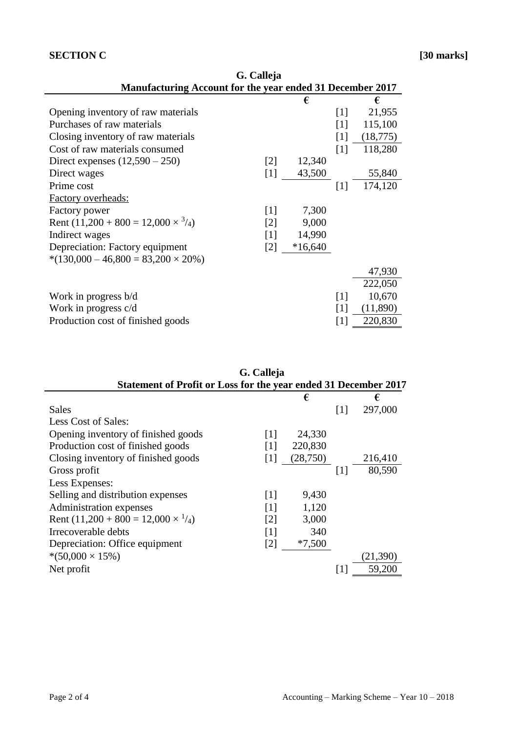**SECTION C** **[30 marks]**

**G. Calleja**
**Manufacturing Account for the year ended 31 December 2017**

| | | € | | € |
|---|---|---|---|---|
| Opening inventory of raw materials | | | [1] | 21,955 |
| Purchases of raw materials | | | [1] | 115,100 |
| Closing inventory of raw materials | | | [1] | (18,775) |
| Cost of raw materials consumed | | | [1] | 118,280 |
| Direct expenses (12,590 – 250) | [2] | 12,340 | | |
| Direct wages | [1] | 43,500 | | 55,840 |
| Prime cost | | | [1] | 174,120 |
| Factory overheads: | | | | |
| Factory power | [1] | 7,300 | | |
| Rent (11,200 + 800 = 12,000 × $^{3}/_{4}$) | [2] | 9,000 | | |
| Indirect wages | [1] | 14,990 | | |
| Depreciation: Factory equipment | [2] | *16,640 | | |
| *(130,000 – 46,800 = 83,200 × 20%) | | | | |
| | | | | 47,930 |
| | | | | 222,050 |
| Work in progress b/d | | | [1] | 10,670 |
| Work in progress c/d | | | [1] | (11,890) |
| Production cost of finished goods | | | [1] | 220,830 |

**G. Calleja**
**Statement of Profit or Loss for the year ended 31 December 2017**

| | | € | | € |
|---|---|---|---|---|
| Sales | | | [1] | 297,000 |
| Less Cost of Sales: | | | | |
| Opening inventory of finished goods | [1] | 24,330 | | |
| Production cost of finished goods | [1] | 220,830 | | |
| Closing inventory of finished goods | [1] | (28,750) | | 216,410 |
| Gross profit | | | [1] | 80,590 |
| Less Expenses: | | | | |
| Selling and distribution expenses | [1] | 9,430 | | |
| Administration expenses | [1] | 1,120 | | |
| Rent (11,200 + 800 = 12,000 × $^{1}/_{4}$) | [2] | 3,000 | | |
| Irrecoverable debts | [1] | 340 | | |
| Depreciation: Office equipment | [2] | *7,500 | | |
| *(50,000 × 15%) | | | | (21,390) |
| Net profit | | | [1] | 59,200 |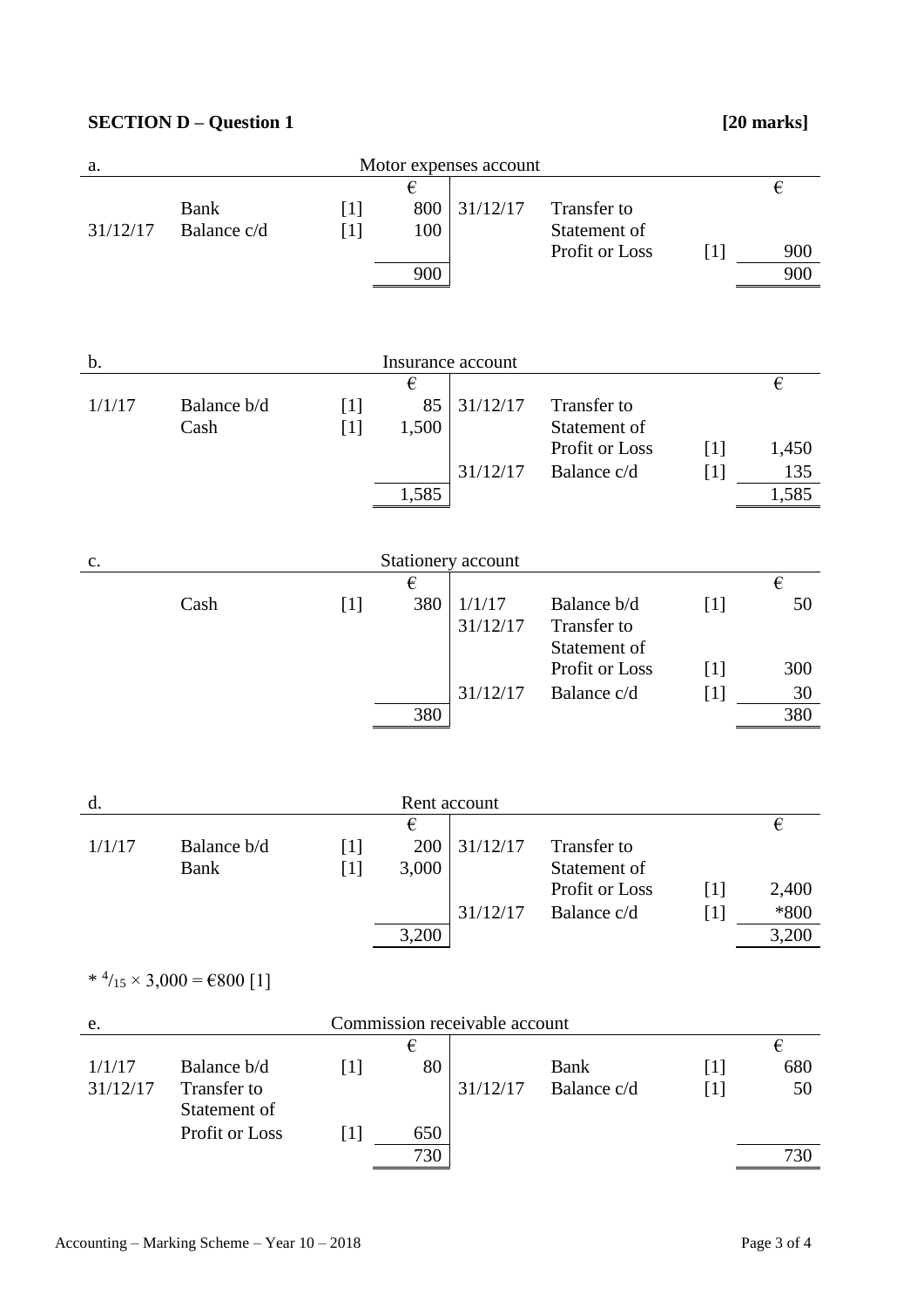**SECTION D – Question 1** **[20 marks]**

a. Motor expenses account

| | | | € | | | | € |
|---|---|---|---|---|---|---|---|
| | Bank | [1] | 800 | 31/12/17 | Transfer to Statement of Profit or Loss | [1] | 900 |
| 31/12/17 | Balance c/d | [1] | 100 | | | | |
| | | | 900 | | | | 900 |

b. Insurance account

| | | | € | | | | € |
|---|---|---|---|---|---|---|---|
| 1/1/17 | Balance b/d | [1] | 85 | 31/12/17 | Transfer to Statement of Profit or Loss | [1] | 1,450 |
| | Cash | [1] | 1,500 | 31/12/17 | Balance c/d | [1] | 135 |
| | | | 1,585 | | | | 1,585 |

c. Stationery account

| | | | € | | | | € |
|---|---|---|---|---|---|---|---|
| | Cash | [1] | 380 | 1/1/17 | Balance b/d | [1] | 50 |
| | | | | 31/12/17 | Transfer to Statement of Profit or Loss | [1] | 300 |
| | | | | 31/12/17 | Balance c/d | [1] | 30 |
| | | | 380 | | | | 380 |

d. Rent account

| | | | € | | | | € |
|---|---|---|---|---|---|---|---|
| 1/1/17 | Balance b/d | [1] | 200 | 31/12/17 | Transfer to Statement of Profit or Loss | [1] | 2,400 |
| | Bank | [1] | 3,000 | 31/12/17 | Balance c/d | [1] | *800 |
| | | | 3,200 | | | | 3,200 |

* $^{4}/_{15} \times 3{,}000 = €800$ [1]

e. Commission receivable account

| | | | € | | | | € |
|---|---|---|---|---|---|---|---|
| 1/1/17 | Balance b/d | [1] | 80 | | Bank | [1] | 680 |
| 31/12/17 | Transfer to Statement of Profit or Loss | [1] | 650 | 31/12/17 | Balance c/d | [1] | 50 |
| | | | 730 | | | | 730 |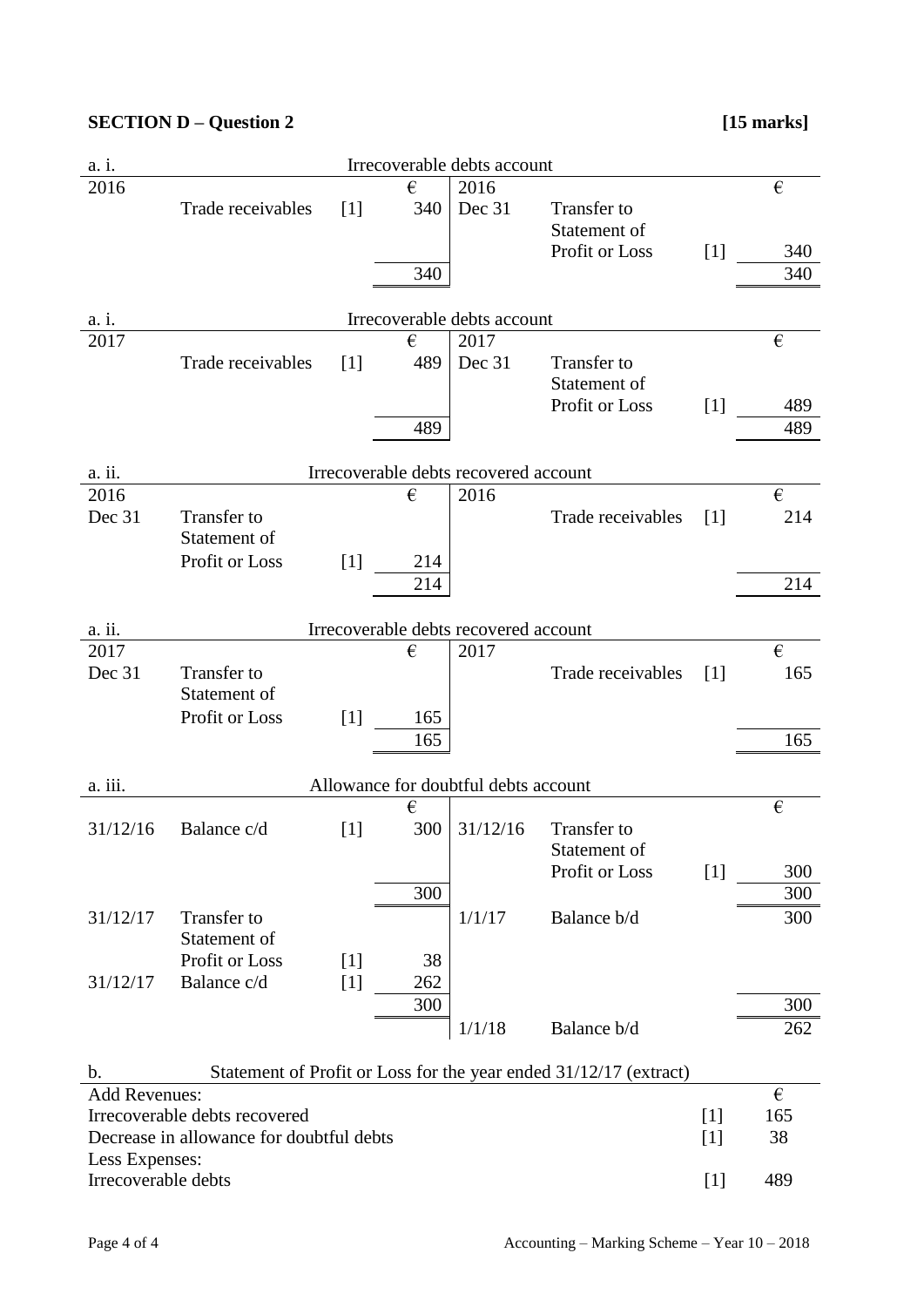**SECTION D – Question 2** **[15 marks]**

a. i. Irrecoverable debts account

| 2016 | | | € | 2016 | | | € |
|---|---|---|---|---|---|---|---|
| | Trade receivables | [1] | 340 | Dec 31 | Transfer to Statement of Profit or Loss | [1] | 340 |
| | | | 340 | | | | 340 |

a. i. Irrecoverable debts account

| 2017 | | | € | 2017 | | | € |
|---|---|---|---|---|---|---|---|
| | Trade receivables | [1] | 489 | Dec 31 | Transfer to Statement of Profit or Loss | [1] | 489 |
| | | | 489 | | | | 489 |

a. ii. Irrecoverable debts recovered account

| 2016 | | | € | 2016 | | | € |
|---|---|---|---|---|---|---|---|
| Dec 31 | Transfer to Statement of Profit or Loss | [1] | 214 | | Trade receivables | [1] | 214 |
| | | | 214 | | | | 214 |

a. ii. Irrecoverable debts recovered account

| 2017 | | | € | 2017 | | | € |
|---|---|---|---|---|---|---|---|
| Dec 31 | Transfer to Statement of Profit or Loss | [1] | 165 | | Trade receivables | [1] | 165 |
| | | | 165 | | | | 165 |

a. iii. Allowance for doubtful debts account

| | | | € | | | | € |
|---|---|---|---|---|---|---|---|
| 31/12/16 | Balance c/d | [1] | 300 | 31/12/16 | Transfer to Statement of Profit or Loss | [1] | 300 |
| | | | 300 | | | | 300 |
| 31/12/17 | Transfer to Statement of Profit or Loss | [1] | 38 | 1/1/17 | Balance b/d | | 300 |
| 31/12/17 | Balance c/d | [1] | 262 | | | | |
| | | | 300 | | | | 300 |
| | | | | 1/1/18 | Balance b/d | | 262 |

b. Statement of Profit or Loss for the year ended 31/12/17 (extract)

| | | € |
|---|---|---|
| Add Revenues: | | |
| Irrecoverable debts recovered | [1] | 165 |
| Decrease in allowance for doubtful debts | [1] | 38 |
| Less Expenses: | | |
| Irrecoverable debts | [1] | 489 |